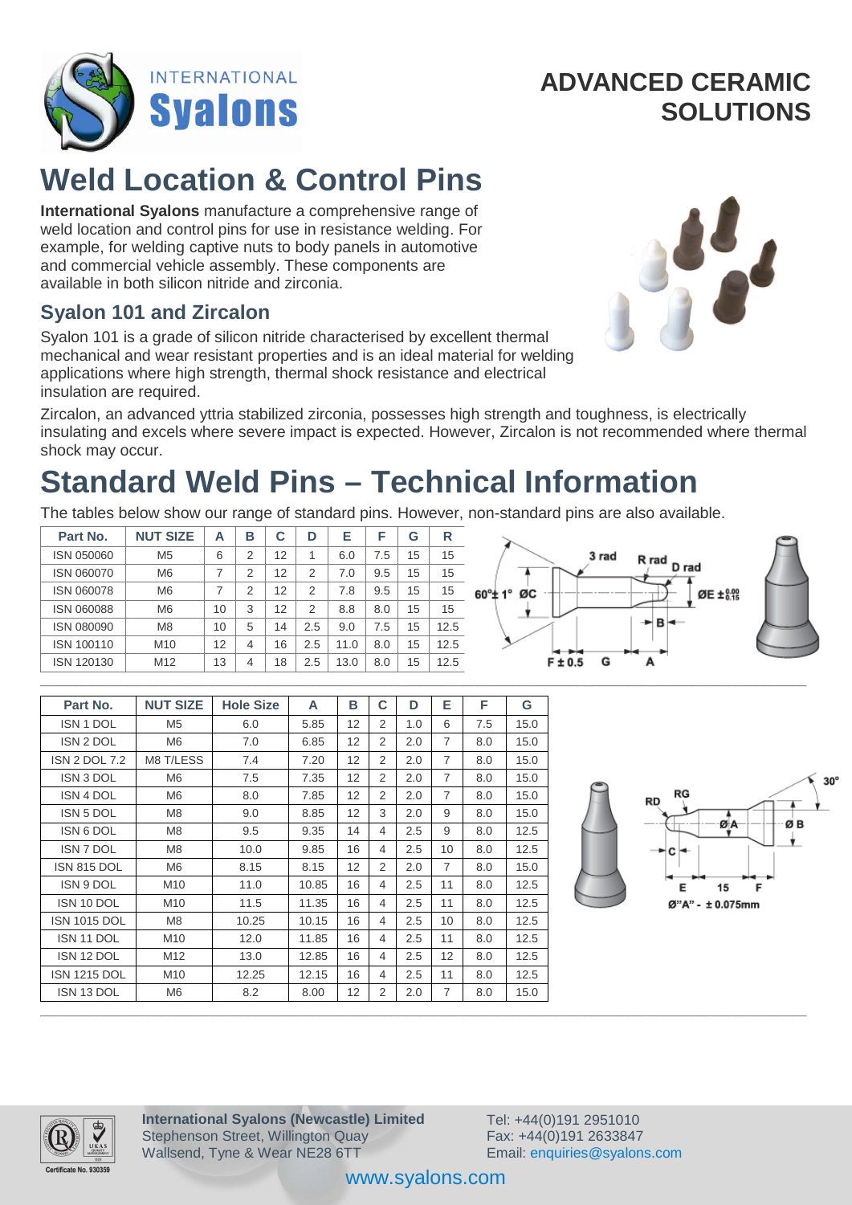# ADVANCED CERAMIC SOLUTIONS

# Weld Location & Control Pins

**International Syalons** manufacture a comprehensive range of weld location and control pins for use in resistance welding. For example, for welding captive nuts to body panels in automotive and commercial vehicle assembly. These components are available in both silicon nitride and zirconia.

## Syalon 101 and Zircalon

Syalon 101 is a grade of silicon nitride characterised by excellent thermal mechanical and wear resistant properties and is an ideal material for welding applications where high strength, thermal shock resistance and electrical insulation are required.

Zircalon, an advanced yttria stabilized zirconia, possesses high strength and toughness, is electrically insulating and excels where severe impact is expected. However, Zircalon is not recommended where thermal shock may occur.

# Standard Weld Pins – Technical Information

The tables below show our range of standard pins. However, non-standard pins are also available.

| Part No. | NUT SIZE | A | B | C | D | E | F | G | R |
|---|---|---|---|---|---|---|---|---|---|
| ISN 050060 | M5 | 6 | 2 | 12 | 1 | 6.0 | 7.5 | 15 | 15 |
| ISN 060070 | M6 | 7 | 2 | 12 | 2 | 7.0 | 9.5 | 15 | 15 |
| ISN 060078 | M6 | 7 | 2 | 12 | 2 | 7.8 | 9.5 | 15 | 15 |
| ISN 060088 | M6 | 10 | 3 | 12 | 2 | 8.8 | 8.0 | 15 | 15 |
| ISN 080090 | M8 | 10 | 5 | 14 | 2.5 | 9.0 | 7.5 | 15 | 12.5 |
| ISN 100110 | M10 | 12 | 4 | 16 | 2.5 | 11.0 | 8.0 | 15 | 12.5 |
| ISN 120130 | M12 | 13 | 4 | 18 | 2.5 | 13.0 | 8.0 | 15 | 12.5 |

3 rad, R rad, D rad, 60°± 1°, ØC, ØE $\pm^{0.00}_{0.15}$, B, F ± 0.5, G, A

| Part No. | NUT SIZE | Hole Size | A | B | C | D | E | F | G |
|---|---|---|---|---|---|---|---|---|---|
| ISN 1 DOL | M5 | 6.0 | 5.85 | 12 | 2 | 1.0 | 6 | 7.5 | 15.0 |
| ISN 2 DOL | M6 | 7.0 | 6.85 | 12 | 2 | 2.0 | 7 | 8.0 | 15.0 |
| ISN 2 DOL 7.2 | M8 T/LESS | 7.4 | 7.20 | 12 | 2 | 2.0 | 7 | 8.0 | 15.0 |
| ISN 3 DOL | M6 | 7.5 | 7.35 | 12 | 2 | 2.0 | 7 | 8.0 | 15.0 |
| ISN 4 DOL | M6 | 8.0 | 7.85 | 12 | 2 | 2.0 | 7 | 8.0 | 15.0 |
| ISN 5 DOL | M8 | 9.0 | 8.85 | 12 | 3 | 2.0 | 9 | 8.0 | 15.0 |
| ISN 6 DOL | M8 | 9.5 | 9.35 | 14 | 4 | 2.5 | 9 | 8.0 | 12.5 |
| ISN 7 DOL | M8 | 10.0 | 9.85 | 16 | 4 | 2.5 | 10 | 8.0 | 12.5 |
| ISN 815 DOL | M6 | 8.15 | 8.15 | 12 | 2 | 2.0 | 7 | 8.0 | 15.0 |
| ISN 9 DOL | M10 | 11.0 | 10.85 | 16 | 4 | 2.5 | 11 | 8.0 | 12.5 |
| ISN 10 DOL | M10 | 11.5 | 11.35 | 16 | 4 | 2.5 | 11 | 8.0 | 12.5 |
| ISN 1015 DOL | M8 | 10.25 | 10.15 | 16 | 4 | 2.5 | 10 | 8.0 | 12.5 |
| ISN 11 DOL | M10 | 12.0 | 11.85 | 16 | 4 | 2.5 | 11 | 8.0 | 12.5 |
| ISN 12 DOL | M12 | 13.0 | 12.85 | 16 | 4 | 2.5 | 12 | 8.0 | 12.5 |
| ISN 1215 DOL | M10 | 12.25 | 12.15 | 16 | 4 | 2.5 | 11 | 8.0 | 12.5 |
| ISN 13 DOL | M6 | 8.2 | 8.00 | 12 | 2 | 2.0 | 7 | 8.0 | 15.0 |

30°, RD, RG, ØA, ØB, C, E, 15, F

Ø"A" - ± 0.075mm

Certificate No. 930359

**International Syalons (Newcastle) Limited**
Stephenson Street, Willington Quay
Wallsend, Tyne & Wear NE28 6TT

Tel: +44(0)191 2951010
Fax: +44(0)191 2633847
Email: enquiries@syalons.com

www.syalons.com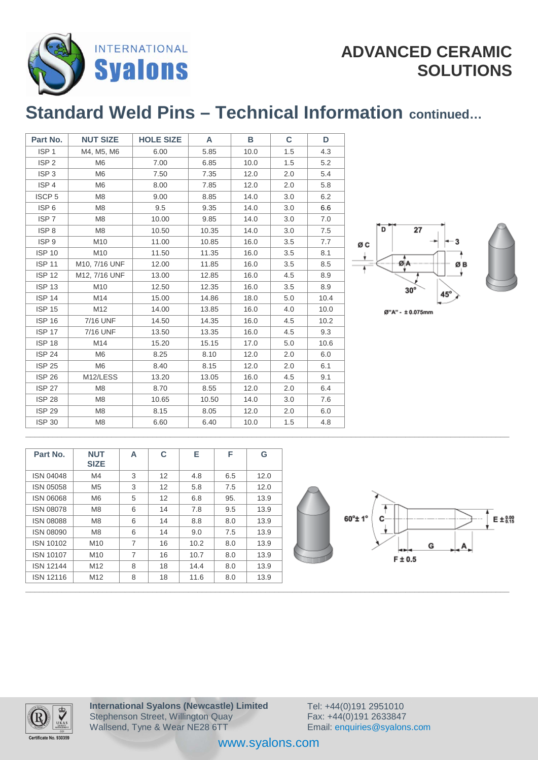ADVANCED CERAMIC SOLUTIONS

# Standard Weld Pins – Technical Information continued…

| Part No. | NUT SIZE | HOLE SIZE | A | B | C | D |
|---|---|---|---|---|---|---|
| ISP 1 | M4, M5, M6 | 6.00 | 5.85 | 10.0 | 1.5 | 4.3 |
| ISP 2 | M6 | 7.00 | 6.85 | 10.0 | 1.5 | 5.2 |
| ISP 3 | M6 | 7.50 | 7.35 | 12.0 | 2.0 | 5.4 |
| ISP 4 | M6 | 8.00 | 7.85 | 12.0 | 2.0 | 5.8 |
| ISCP 5 | M8 | 9.00 | 8.85 | 14.0 | 3.0 | 6.2 |
| ISP 6 | M8 | 9.5 | 9.35 | 14.0 | 3.0 | 6.6 |
| ISP 7 | M8 | 10.00 | 9.85 | 14.0 | 3.0 | 7.0 |
| ISP 8 | M8 | 10.50 | 10.35 | 14.0 | 3.0 | 7.5 |
| ISP 9 | M10 | 11.00 | 10.85 | 16.0 | 3.5 | 7.7 |
| ISP 10 | M10 | 11.50 | 11.35 | 16.0 | 3.5 | 8.1 |
| ISP 11 | M10, 7/16 UNF | 12.00 | 11.85 | 16.0 | 3.5 | 8.5 |
| ISP 12 | M12, 7/16 UNF | 13.00 | 12.85 | 16.0 | 4.5 | 8.9 |
| ISP 13 | M10 | 12.50 | 12.35 | 16.0 | 3.5 | 8.9 |
| ISP 14 | M14 | 15.00 | 14.86 | 18.0 | 5.0 | 10.4 |
| ISP 15 | M12 | 14.00 | 13.85 | 16.0 | 4.0 | 10.0 |
| ISP 16 | 7/16 UNF | 14.50 | 14.35 | 16.0 | 4.5 | 10.2 |
| ISP 17 | 7/16 UNF | 13.50 | 13.35 | 16.0 | 4.5 | 9.3 |
| ISP 18 | M14 | 15.20 | 15.15 | 17.0 | 5.0 | 10.6 |
| ISP 24 | M6 | 8.25 | 8.10 | 12.0 | 2.0 | 6.0 |
| ISP 25 | M6 | 8.40 | 8.15 | 12.0 | 2.0 | 6.1 |
| ISP 26 | M12/LESS | 13.20 | 13.05 | 16.0 | 4.5 | 9.1 |
| ISP 27 | M8 | 8.70 | 8.55 | 12.0 | 2.0 | 6.4 |
| ISP 28 | M8 | 10.65 | 10.50 | 14.0 | 3.0 | 7.6 |
| ISP 29 | M8 | 8.15 | 8.05 | 12.0 | 2.0 | 6.0 |
| ISP 30 | M8 | 6.60 | 6.40 | 10.0 | 1.5 | 4.8 |

D, 27, 3, ØC, ØA, ØB, 30°, 45°

Ø"A" - ± 0.075mm

| Part No. | NUT SIZE | A | C | E | F | G |
|---|---|---|---|---|---|---|
| ISN 04048 | M4 | 3 | 12 | 4.8 | 6.5 | 12.0 |
| ISN 05058 | M5 | 3 | 12 | 5.8 | 7.5 | 12.0 |
| ISN 06068 | M6 | 5 | 12 | 6.8 | 95. | 13.9 |
| ISN 08078 | M8 | 6 | 14 | 7.8 | 9.5 | 13.9 |
| ISN 08088 | M8 | 6 | 14 | 8.8 | 8.0 | 13.9 |
| ISN 08090 | M8 | 6 | 14 | 9.0 | 7.5 | 13.9 |
| ISN 10102 | M10 | 7 | 16 | 10.2 | 8.0 | 13.9 |
| ISN 10107 | M10 | 7 | 16 | 10.7 | 8.0 | 13.9 |
| ISN 12144 | M12 | 8 | 18 | 14.4 | 8.0 | 13.9 |
| ISN 12116 | M12 | 8 | 18 | 11.6 | 8.0 | 13.9 |

60°± 1°, C, G, A, $E \pm ^{0.00}_{0.15}$, F ± 0.5

Certificate No. 930359

**International Syalons (Newcastle) Limited**
Stephenson Street, Willington Quay
Wallsend, Tyne & Wear NE28 6TT

Tel: +44(0)191 2951010
Fax: +44(0)191 2633847
Email: enquiries@syalons.com

www.syalons.com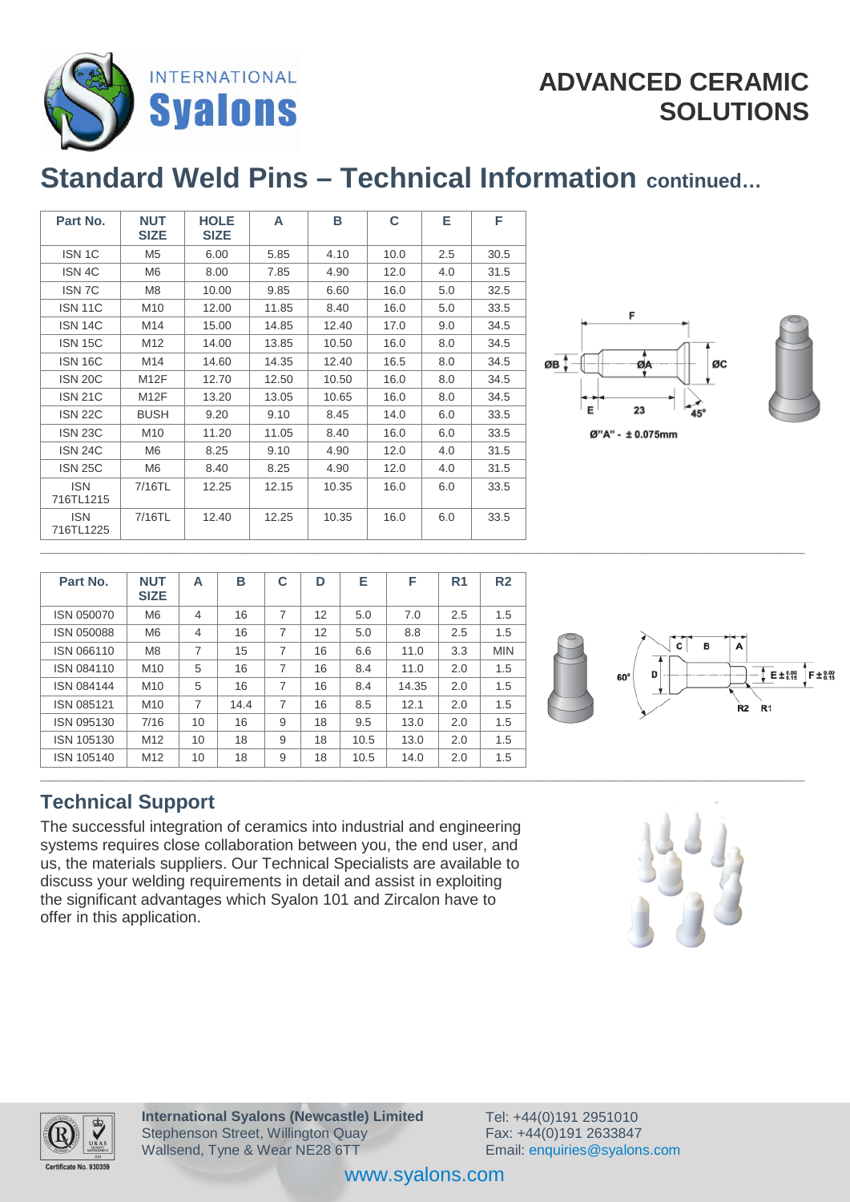# ADVANCED CERAMIC SOLUTIONS

## Standard Weld Pins – Technical Information continued...

| Part No. | NUT SIZE | HOLE SIZE | A | B | C | E | F |
|---|---|---|---|---|---|---|---|
| ISN 1C | M5 | 6.00 | 5.85 | 4.10 | 10.0 | 2.5 | 30.5 |
| ISN 4C | M6 | 8.00 | 7.85 | 4.90 | 12.0 | 4.0 | 31.5 |
| ISN 7C | M8 | 10.00 | 9.85 | 6.60 | 16.0 | 5.0 | 32.5 |
| ISN 11C | M10 | 12.00 | 11.85 | 8.40 | 16.0 | 5.0 | 33.5 |
| ISN 14C | M14 | 15.00 | 14.85 | 12.40 | 17.0 | 9.0 | 34.5 |
| ISN 15C | M12 | 14.00 | 13.85 | 10.50 | 16.0 | 8.0 | 34.5 |
| ISN 16C | M14 | 14.60 | 14.35 | 12.40 | 16.5 | 8.0 | 34.5 |
| ISN 20C | M12F | 12.70 | 12.50 | 10.50 | 16.0 | 8.0 | 34.5 |
| ISN 21C | M12F | 13.20 | 13.05 | 10.65 | 16.0 | 8.0 | 34.5 |
| ISN 22C | BUSH | 9.20 | 9.10 | 8.45 | 14.0 | 6.0 | 33.5 |
| ISN 23C | M10 | 11.20 | 11.05 | 8.40 | 16.0 | 6.0 | 33.5 |
| ISN 24C | M6 | 8.25 | 9.10 | 4.90 | 12.0 | 4.0 | 31.5 |
| ISN 25C | M6 | 8.40 | 8.25 | 4.90 | 12.0 | 4.0 | 31.5 |
| ISN 716TL1215 | 7/16TL | 12.25 | 12.15 | 10.35 | 16.0 | 6.0 | 33.5 |
| ISN 716TL1225 | 7/16TL | 12.40 | 12.25 | 10.35 | 16.0 | 6.0 | 33.5 |

F
ØB
ØA
ØC
E
23
45°
Ø"A" - ± 0.075mm

| Part No. | NUT SIZE | A | B | C | D | E | F | R1 | R2 |
|---|---|---|---|---|---|---|---|---|---|
| ISN 050070 | M6 | 4 | 16 | 7 | 12 | 5.0 | 7.0 | 2.5 | 1.5 |
| ISN 050088 | M6 | 4 | 16 | 7 | 12 | 5.0 | 8.8 | 2.5 | 1.5 |
| ISN 066110 | M8 | 7 | 15 | 7 | 16 | 6.6 | 11.0 | 3.3 | MIN |
| ISN 084110 | M10 | 5 | 16 | 7 | 16 | 8.4 | 11.0 | 2.0 | 1.5 |
| ISN 084144 | M10 | 5 | 16 | 7 | 16 | 8.4 | 14.35 | 2.0 | 1.5 |
| ISN 085121 | M10 | 7 | 14.4 | 7 | 16 | 8.5 | 12.1 | 2.0 | 1.5 |
| ISN 095130 | 7/16 | 10 | 16 | 9 | 18 | 9.5 | 13.0 | 2.0 | 1.5 |
| ISN 105130 | M12 | 10 | 18 | 9 | 18 | 10.5 | 13.0 | 2.0 | 1.5 |
| ISN 105140 | M12 | 10 | 18 | 9 | 18 | 10.5 | 14.0 | 2.0 | 1.5 |

C B A
60°
D
E ± 0.00/0.15
F ± 0.00/0.15
R2 R1

## Technical Support

The successful integration of ceramics into industrial and engineering systems requires close collaboration between you, the end user, and us, the materials suppliers. Our Technical Specialists are available to discuss your welding requirements in detail and assist in exploiting the significant advantages which Syalon 101 and Zircalon have to offer in this application.

Certificate No. 930359

**International Syalons (Newcastle) Limited**
Stephenson Street, Willington Quay
Wallsend, Tyne & Wear NE28 6TT

Tel: +44(0)191 2951010
Fax: +44(0)191 2633847
Email: enquiries@syalons.com

www.syalons.com